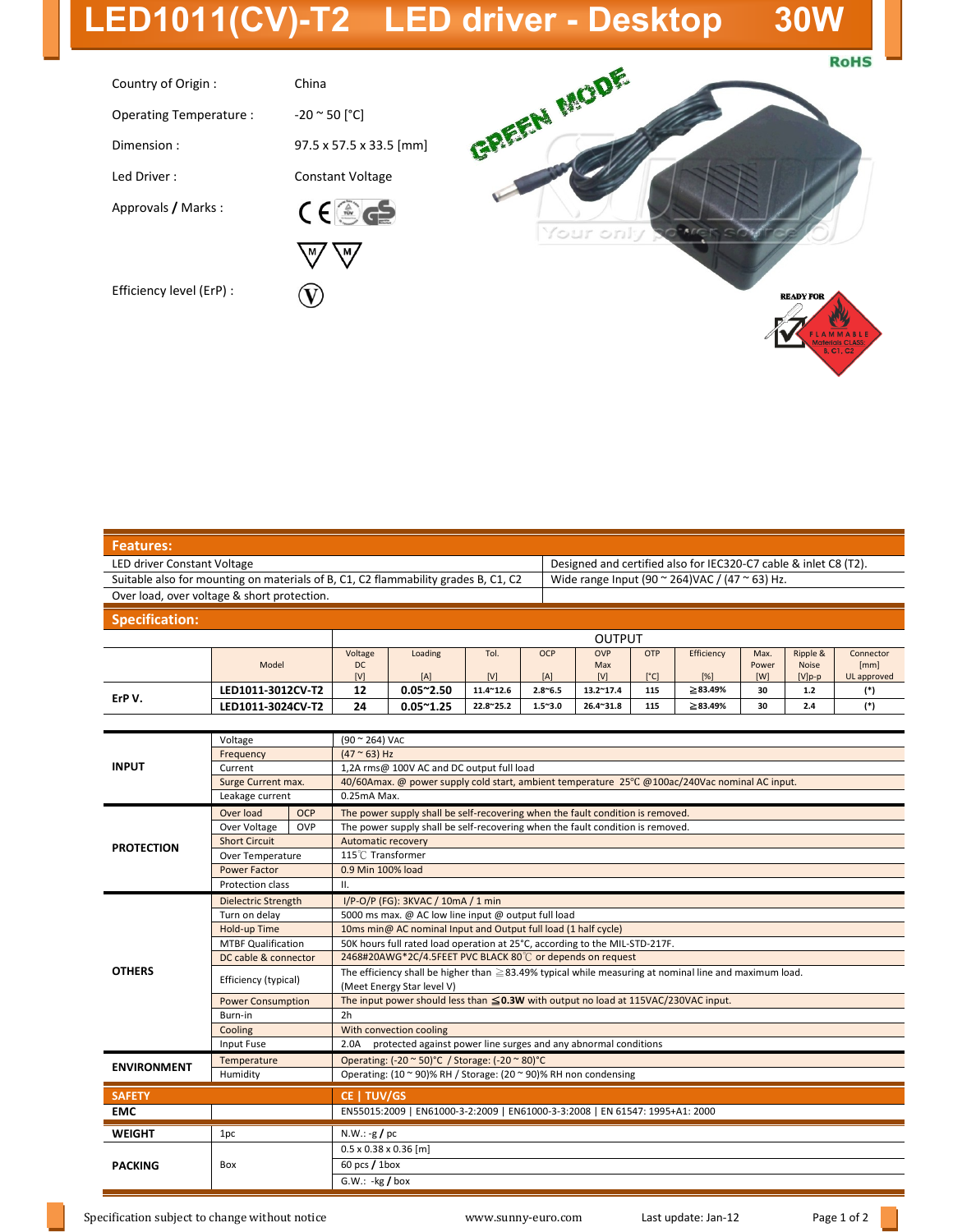# LED1011(CV)-T2 LED driver - Desktop 30W

RoHS

Country of Origin : China

Operating Temperature : -20 ~ 50 [°C]

Dimension : 97.5 x 57.5 x 33.5 [mm]

Led Driver : Constant Voltage

Approvals / Marks :

Efficiency level (ErP) :

GREEN MODE

READY FOR FLAMMABLE Materials CLASS: B, C1, C2

## Features:

| | |
|---|---|
| LED driver Constant Voltage | Designed and certified also for IEC320-C7 cable & inlet C8 (T2). |
| Suitable also for mounting on materials of B, C1, C2 flammability grades B, C1, C2 | Wide range Input (90 ~ 264)VAC / (47 ~ 63) Hz. |
| Over load, over voltage & short protection. | |

## Specification:

| | | OUTPUT | | | | | | | | | | |
|---|---|---|---|---|---|---|---|---|---|---|---|---|
| | Model | Voltage DC [V] | Loading [A] | Tol. [V] | OCP [A] | OVP Max [V] | OTP [°C] | Efficiency [%] | Max. Power [W] | Ripple & Noise [V]p-p | Connector [mm] UL approved |
| ErP V. | LED1011-3012CV-T2 | 12 | 0.05~2.50 | 11.4~12.6 | 2.8~6.5 | 13.2~17.4 | 115 | ≧83.49% | 30 | 1.2 | (*) |
| | LED1011-3024CV-T2 | 24 | 0.05~1.25 | 22.8~25.2 | 1.5~3.0 | 26.4~31.8 | 115 | ≧83.49% | 30 | 2.4 | (*) |

| | | |
|---|---|---|
| INPUT | Voltage | (90 ~ 264) VAC |
| | Frequency | (47 ~ 63) Hz |
| | Current | 1,2A rms@ 100V AC and DC output full load |
| | Surge Current max. | 40/60Amax. @ power supply cold start, ambient temperature 25°C @100ac/240Vac nominal AC input. |
| | Leakage current | 0.25mA Max. |
| PROTECTION | Over load OCP | The power supply shall be self-recovering when the fault condition is removed. |
| | Over Voltage OVP | The power supply shall be self-recovering when the fault condition is removed. |
| | Short Circuit | Automatic recovery |
| | Over Temperature | 115℃ Transformer |
| | Power Factor | 0.9 Min 100% load |
| | Protection class | II. |
| OTHERS | Dielectric Strength | I/P-O/P (FG): 3KVAC / 10mA / 1 min |
| | Turn on delay | 5000 ms max. @ AC low line input @ output full load |
| | Hold-up Time | 10ms min@ AC nominal Input and Output full load (1 half cycle) |
| | MTBF Qualification | 50K hours full rated load operation at 25°C, according to the MIL-STD-217F. |
| | DC cable & connector | 2468#20AWG*2C/4.5FEET PVC BLACK 80℃ or depends on request |
| | Efficiency (typical) | The efficiency shall be higher than ≧83.49% typical while measuring at nominal line and maximum load. (Meet Energy Star level V) |
| | Power Consumption | The input power should less than ≦**0.3W** with output no load at 115VAC/230VAC input. |
| | Burn-in | 2h |
| | Cooling | With convection cooling |
| | Input Fuse | 2.0A protected against power line surges and any abnormal conditions |
| ENVIRONMENT | Temperature | Operating: (-20 ~ 50)°C / Storage: (-20 ~ 80)°C |
| | Humidity | Operating: (10 ~ 90)% RH / Storage: (20 ~ 90)% RH non condensing |
| SAFETY | | CE \| TUV/GS |
| EMC | | EN55015:2009 \| EN61000-3-2:2009 \| EN61000-3-3:2008 \| EN 61547: 1995+A1: 2000 |
| WEIGHT | 1pc | N.W.: -g / pc |
| PACKING | Box | 0.5 x 0.38 x 0.36 [m] |
| | | 60 pcs / 1box |
| | | G.W.: -kg / box |

Specification subject to change without notice | www.sunny-euro.com | Last update: Jan-12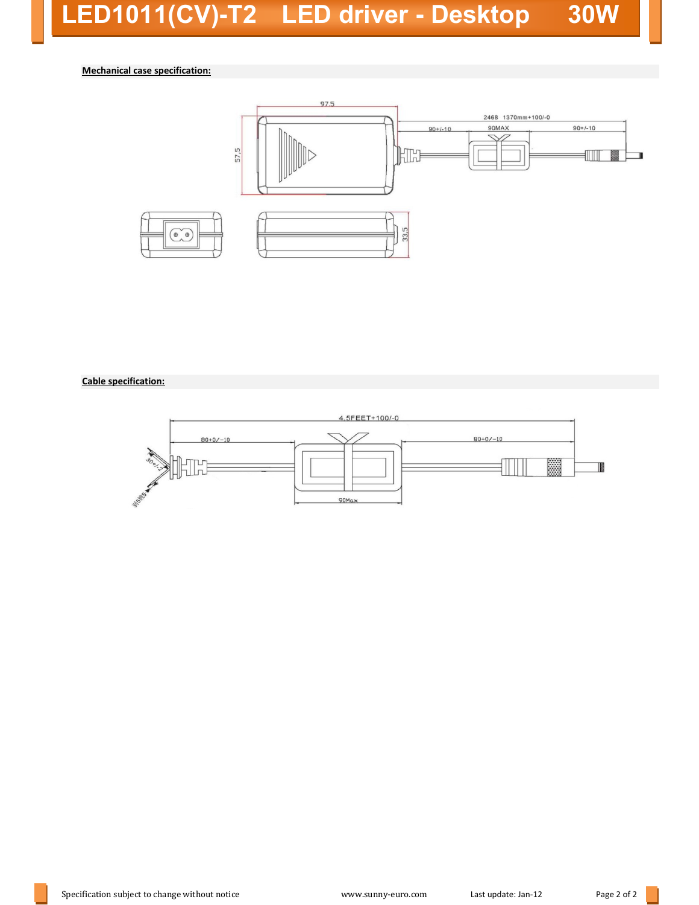**Mechanical case specification:**

97.5

57.5

33.5

2468 1370mm+100/-0

90+/-10

90MAX

90+/-10

**Cable specification:**

4.5FEET+100/-0

80+0/-10

80+0/-10

90Max

30+/-2